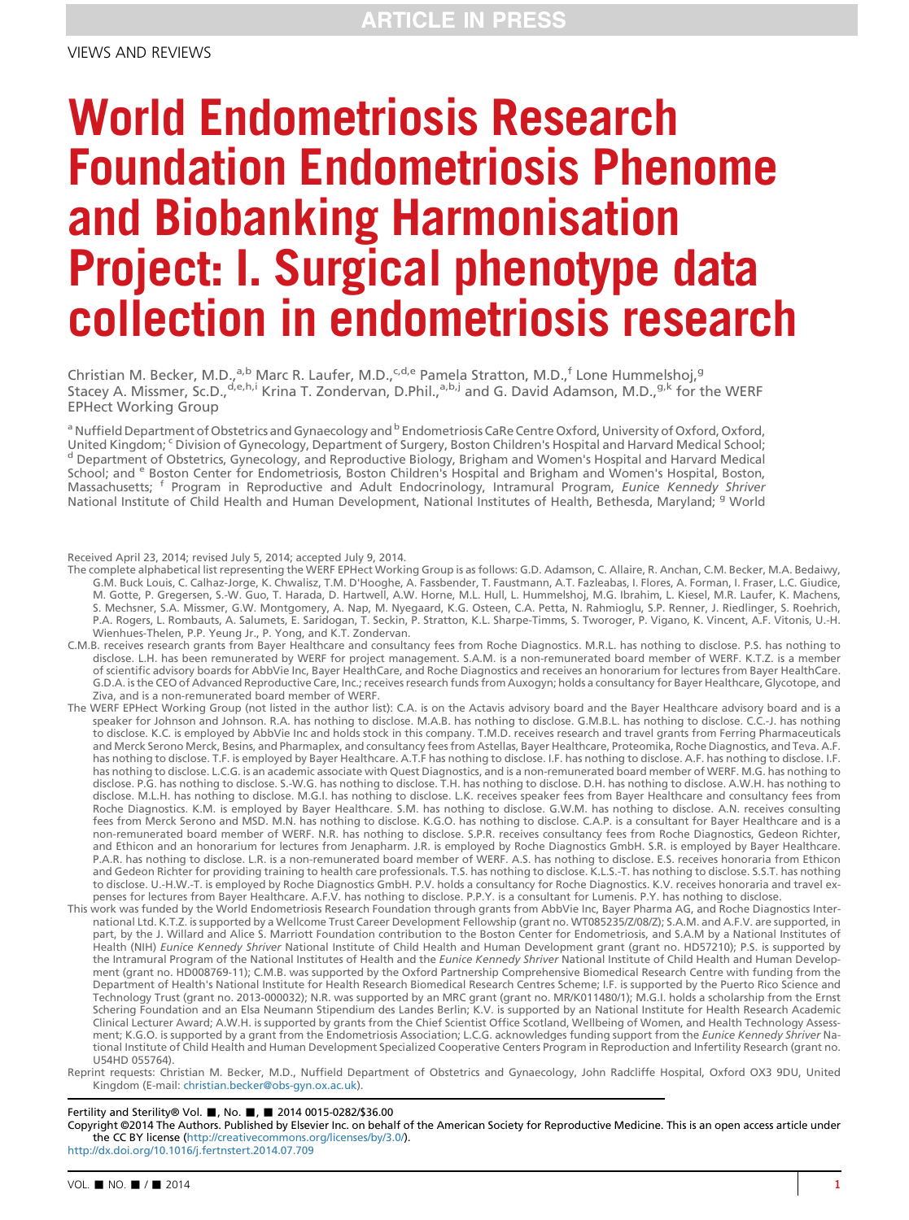ARTICLE IN PRESS

VIEWS AND REVIEWS

# World Endometriosis Research Foundation Endometriosis Phenome and Biobanking Harmonisation Project: I. Surgical phenotype data collection in endometriosis research

Christian M. Becker, M.D.,[a,b] Marc R. Laufer, M.D.,[c,d,e] Pamela Stratton, M.D.,[f] Lone Hummelshoj,[g] Stacey A. Missmer, Sc.D.,[d,e,h,i] Krina T. Zondervan, D.Phil.,[a,b,j] and G. David Adamson, M.D.,[g,k] for the WERF EPHect Working Group

[a] Nuffield Department of Obstetrics and Gynaecology and [b] Endometriosis CaRe Centre Oxford, University of Oxford, Oxford, United Kingdom; [c] Division of Gynecology, Department of Surgery, Boston Children's Hospital and Harvard Medical School; [d] Department of Obstetrics, Gynecology, and Reproductive Biology, Brigham and Women's Hospital and Harvard Medical School; and [e] Boston Center for Endometriosis, Boston Children's Hospital and Brigham and Women's Hospital, Boston, Massachusetts; [f] Program in Reproductive and Adult Endocrinology, Intramural Program, *Eunice Kennedy Shriver* National Institute of Child Health and Human Development, National Institutes of Health, Bethesda, Maryland; [g] World

Received April 23, 2014; revised July 5, 2014; accepted July 9, 2014.

The complete alphabetical list representing the WERF EPHect Working Group is as follows: G.D. Adamson, C. Allaire, R. Anchan, C.M. Becker, M.A. Bedaiwy, G.M. Buck Louis, C. Calhaz-Jorge, K. Chwalisz, T.M. D'Hooghe, A. Fassbender, T. Faustmann, A.T. Fazleabas, I. Flores, A. Forman, I. Fraser, L.C. Giudice, M. Gotte, P. Gregersen, S.-W. Guo, T. Harada, D. Hartwell, A.W. Horne, M.L. Hull, L. Hummelshoj, M.G. Ibrahim, L. Kiesel, M.R. Laufer, K. Machens, S. Mechsner, S.A. Missmer, G.W. Montgomery, A. Nap, M. Nyegaard, K.G. Osteen, C.A. Petta, N. Rahmioglu, S.P. Renner, J. Riedlinger, S. Roehrich, P.A. Rogers, L. Rombauts, A. Salumets, E. Saridogan, T. Seckin, P. Stratton, K.L. Sharpe-Timms, S. Tworoger, P. Vigano, K. Vincent, A.F. Vitonis, U.-H. Wienhues-Thelen, P.P. Yeung Jr., P. Yong, and K.T. Zondervan.

C.M.B. receives research grants from Bayer Healthcare and consultancy fees from Roche Diagnostics. M.R.L. has nothing to disclose. P.S. has nothing to disclose. L.H. has been remunerated by WERF for project management. S.A.M. is a non-remunerated board member of WERF. K.T.Z. is a member of scientific advisory boards for AbbVie Inc, Bayer HealthCare, and Roche Diagnostics and receives an honorarium for lectures from Bayer HealthCare. G.D.A. is the CEO of Advanced Reproductive Care, Inc.; receives research funds from Auxogyn; holds a consultancy for Bayer Healthcare, Glycotope, and Ziva, and is a non-remunerated board member of WERF.

The WERF EPHect Working Group (not listed in the author list): C.A. is on the Actavis advisory board and the Bayer Healthcare advisory board and is a speaker for Johnson and Johnson. R.A. has nothing to disclose. M.A.B. has nothing to disclose. G.M.B.L. has nothing to disclose. C.C.-J. has nothing to disclose. K.C. is employed by AbbVie Inc and holds stock in this company. T.M.D. receives research and travel grants from Ferring Pharmaceuticals and Merck Serono Merck, Besins, and Pharmaplex, and consultancy fees from Astellas, Bayer Healthcare, Proteomika, Roche Diagnostics, and Teva. A.F. has nothing to disclose. T.F. is employed by Bayer Healthcare. A.T.F has nothing to disclose. I.F. has nothing to disclose. A.F. has nothing to disclose. I.F. has nothing to disclose. L.C.G. is an academic associate with Quest Diagnostics, and is a non-remunerated board member of WERF. M.G. has nothing to disclose. P.G. has nothing to disclose. S.-W.G. has nothing to disclose. T.H. has nothing to disclose. D.H. has nothing to disclose. A.W.H. has nothing to disclose. M.L.H. has nothing to disclose. M.G.I. has nothing to disclose. L.K. receives speaker fees from Bayer Healthcare and consultancy fees from Roche Diagnostics. K.M. is employed by Bayer Healthcare. S.M. has nothing to disclose. G.W.M. has nothing to disclose. A.N. receives consulting fees from Merck Serono and MSD. M.N. has nothing to disclose. K.G.O. has nothing to disclose. C.A.P. is a consultant for Bayer Healthcare and is a non-remunerated board member of WERF. N.R. has nothing to disclose. S.P.R. receives consultancy fees from Roche Diagnostics, Gedeon Richter, and Ethicon and an honorarium for lectures from Jenapharm. J.R. is employed by Roche Diagnostics GmbH. S.R. is employed by Bayer Healthcare. P.A.R. has nothing to disclose. L.R. is a non-remunerated board member of WERF. A.S. has nothing to disclose. E.S. receives honoraria from Ethicon and Gedeon Richter for providing training to health care professionals. T.S. has nothing to disclose. K.L.S.-T. has nothing to disclose. S.S.T. has nothing to disclose. U.-H.W.-T. is employed by Roche Diagnostics GmbH. P.V. holds a consultancy for Roche Diagnostics. K.V. receives honoraria and travel expenses for lectures from Bayer Healthcare. A.F.V. has nothing to disclose. P.P.Y. is a consultant for Lumenis. P.Y. has nothing to disclose.

This work was funded by the World Endometriosis Research Foundation through grants from AbbVie Inc, Bayer Pharma AG, and Roche Diagnostics International Ltd. K.T.Z. is supported by a Wellcome Trust Career Development Fellowship (grant no. WT085235/Z/08/Z); S.A.M. and A.F.V. are supported, in part, by the J. Willard and Alice S. Marriott Foundation contribution to the Boston Center for Endometriosis, and S.A.M by a National Institutes of Health (NIH) *Eunice Kennedy Shriver* National Institute of Child Health and Human Development grant (grant no. HD57210); P.S. is supported by the Intramural Program of the National Institutes of Health and the *Eunice Kennedy Shriver* National Institute of Child Health and Human Development grant (grant no. HD008769-11); C.M.B. was supported by the Oxford Partnership Comprehensive Biomedical Research Centre with funding from the Department of Health's National Institute for Health Research Biomedical Research Centres Scheme; I.F. is supported by the Puerto Rico Science and Technology Trust (grant no. 2013-000032); N.R. was supported by an MRC grant (grant no. MR/K011480/1); M.G.I. holds a scholarship from the Ernst Schering Foundation and an Elsa Neumann Stipendium des Landes Berlin; K.V. is supported by an National Institute for Health Research Academic Clinical Lecturer Award; A.W.H. is supported by grants from the Chief Scientist Office Scotland, Wellbeing of Women, and Health Technology Assessment; K.G.O. is supported by a grant from the Endometriosis Association; L.C.G. acknowledges funding support from the *Eunice Kennedy Shriver* National Institute of Child Health and Human Development Specialized Cooperative Centers Program in Reproduction and Infertility Research (grant no. U54HD 055764).

Reprint requests: Christian M. Becker, M.D., Nuffield Department of Obstetrics and Gynaecology, John Radcliffe Hospital, Oxford OX3 9DU, United Kingdom (E-mail: christian.becker@obs-gyn.ox.ac.uk).

Fertility and Sterility® Vol. ■, No. ■, ■ 2014 0015-0282/$36.00
Copyright ©2014 The Authors. Published by Elsevier Inc. on behalf of the American Society for Reproductive Medicine. This is an open access article under the CC BY license (http://creativecommons.org/licenses/by/3.0/).
http://dx.doi.org/10.1016/j.fertnstert.2014.07.709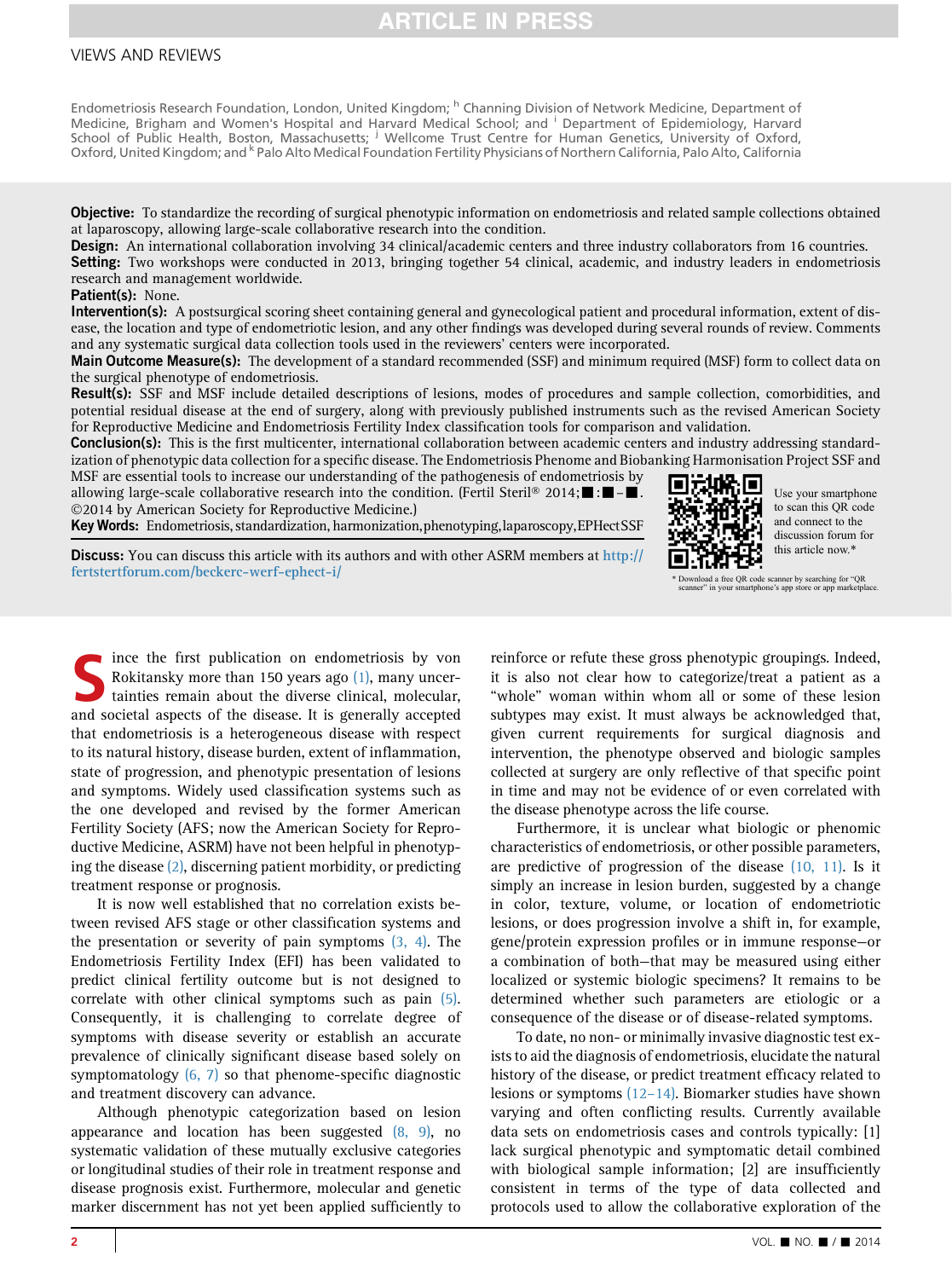Endometriosis Research Foundation, London, United Kingdom; [h] Channing Division of Network Medicine, Department of Medicine, Brigham and Women's Hospital and Harvard Medical School; and [i] Department of Epidemiology, Harvard School of Public Health, Boston, Massachusetts; [j] Wellcome Trust Centre for Human Genetics, University of Oxford, Oxford, United Kingdom; and [k] Palo Alto Medical Foundation Fertility Physicians of Northern California, Palo Alto, California

**Objective:** To standardize the recording of surgical phenotypic information on endometriosis and related sample collections obtained at laparoscopy, allowing large-scale collaborative research into the condition.

**Design:** An international collaboration involving 34 clinical/academic centers and three industry collaborators from 16 countries.

**Setting:** Two workshops were conducted in 2013, bringing together 54 clinical, academic, and industry leaders in endometriosis research and management worldwide.

**Patient(s):** None.

**Intervention(s):** A postsurgical scoring sheet containing general and gynecological patient and procedural information, extent of disease, the location and type of endometriotic lesion, and any other findings was developed during several rounds of review. Comments and any systematic surgical data collection tools used in the reviewers' centers were incorporated.

**Main Outcome Measure(s):** The development of a standard recommended (SSF) and minimum required (MSF) form to collect data on the surgical phenotype of endometriosis.

**Result(s):** SSF and MSF include detailed descriptions of lesions, modes of procedures and sample collection, comorbidities, and potential residual disease at the end of surgery, along with previously published instruments such as the revised American Society for Reproductive Medicine and Endometriosis Fertility Index classification tools for comparison and validation.

**Conclusion(s):** This is the first multicenter, international collaboration between academic centers and industry addressing standardization of phenotypic data collection for a specific disease. The Endometriosis Phenome and Biobanking Harmonisation Project SSF and MSF are essential tools to increase our understanding of the pathogenesis of endometriosis by allowing large-scale collaborative research into the condition. (Fertil Steril® 2014;■:■–■. ©2014 by American Society for Reproductive Medicine.)

**Key Words:** Endometriosis, standardization, harmonization, phenotyping, laparoscopy, EPHect SSF

**Discuss:** You can discuss this article with its authors and with other ASRM members at http://fertstertforum.com/beckerc-werf-ephect-i/

Use your smartphone to scan this QR code and connect to the discussion forum for this article now.*

\* Download a free QR code scanner by searching for "QR scanner" in your smartphone's app store or app marketplace.

Since the first publication on endometriosis by von Rokitansky more than 150 years ago (1), many uncertainties remain about the diverse clinical, molecular, and societal aspects of the disease. It is generally accepted that endometriosis is a heterogeneous disease with respect to its natural history, disease burden, extent of inflammation, state of progression, and phenotypic presentation of lesions and symptoms. Widely used classification systems such as the one developed and revised by the former American Fertility Society (AFS; now the American Society for Reproductive Medicine, ASRM) have not been helpful in phenotyping the disease (2), discerning patient morbidity, or predicting treatment response or prognosis.

It is now well established that no correlation exists between revised AFS stage or other classification systems and the presentation or severity of pain symptoms (3, 4). The Endometriosis Fertility Index (EFI) has been validated to predict clinical fertility outcome but is not designed to correlate with other clinical symptoms such as pain (5). Consequently, it is challenging to correlate degree of symptoms with disease severity or establish an accurate prevalence of clinically significant disease based solely on symptomatology (6, 7) so that phenome-specific diagnostic and treatment discovery can advance.

Although phenotypic categorization based on lesion appearance and location has been suggested (8, 9), no systematic validation of these mutually exclusive categories or longitudinal studies of their role in treatment response and disease prognosis exist. Furthermore, molecular and genetic marker discernment has not yet been applied sufficiently to reinforce or refute these gross phenotypic groupings. Indeed, it is also not clear how to categorize/treat a patient as a "whole" woman within whom all or some of these lesion subtypes may exist. It must always be acknowledged that, given current requirements for surgical diagnosis and intervention, the phenotype observed and biologic samples collected at surgery are only reflective of that specific point in time and may not be evidence of or even correlated with the disease phenotype across the life course.

Furthermore, it is unclear what biologic or phenomic characteristics of endometriosis, or other possible parameters, are predictive of progression of the disease (10, 11). Is it simply an increase in lesion burden, suggested by a change in color, texture, volume, or location of endometriotic lesions, or does progression involve a shift in, for example, gene/protein expression profiles or in immune response—or a combination of both—that may be measured using either localized or systemic biologic specimens? It remains to be determined whether such parameters are etiologic or a consequence of the disease or of disease-related symptoms.

To date, no non- or minimally invasive diagnostic test exists to aid the diagnosis of endometriosis, elucidate the natural history of the disease, or predict treatment efficacy related to lesions or symptoms (12–14). Biomarker studies have shown varying and often conflicting results. Currently available data sets on endometriosis cases and controls typically: [1] lack surgical phenotypic and symptomatic detail combined with biological sample information; [2] are insufficiently consistent in terms of the type of data collected and protocols used to allow the collaborative exploration of the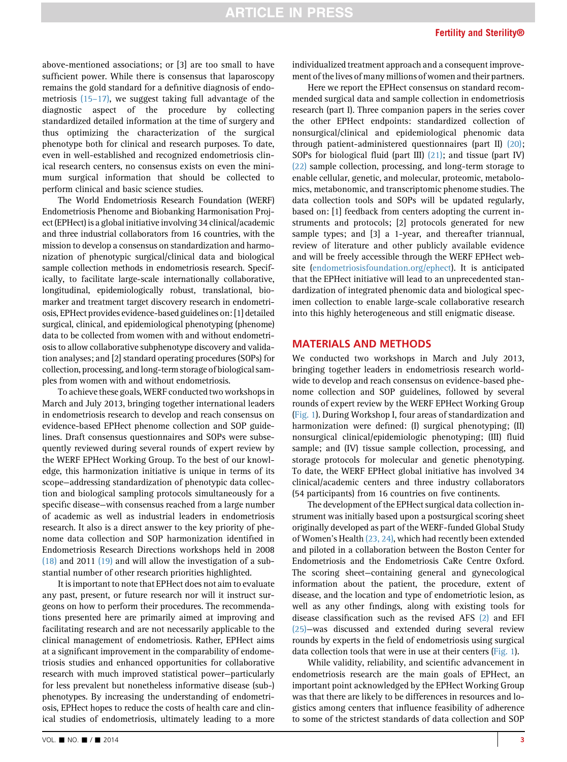above-mentioned associations; or [3] are too small to have sufficient power. While there is consensus that laparoscopy remains the gold standard for a definitive diagnosis of endometriosis (15–17), we suggest taking full advantage of the diagnostic aspect of the procedure by collecting standardized detailed information at the time of surgery and thus optimizing the characterization of the surgical phenotype both for clinical and research purposes. To date, even in well-established and recognized endometriosis clinical research centers, no consensus exists on even the minimum surgical information that should be collected to perform clinical and basic science studies.

The World Endometriosis Research Foundation (WERF) Endometriosis Phenome and Biobanking Harmonisation Project (EPHect) is a global initiative involving 34 clinical/academic and three industrial collaborators from 16 countries, with the mission to develop a consensus on standardization and harmonization of phenotypic surgical/clinical data and biological sample collection methods in endometriosis research. Specifically, to facilitate large-scale internationally collaborative, longitudinal, epidemiologically robust, translational, biomarker and treatment target discovery research in endometriosis, EPHect provides evidence-based guidelines on: [1] detailed surgical, clinical, and epidemiological phenotyping (phenome) data to be collected from women with and without endometriosis to allow collaborative subphenotype discovery and validation analyses; and [2] standard operating procedures (SOPs) for collection, processing, and long-term storage of biological samples from women with and without endometriosis.

To achieve these goals, WERF conducted two workshops in March and July 2013, bringing together international leaders in endometriosis research to develop and reach consensus on evidence-based EPHect phenome collection and SOP guidelines. Draft consensus questionnaires and SOPs were subsequently reviewed during several rounds of expert review by the WERF EPHect Working Group. To the best of our knowledge, this harmonization initiative is unique in terms of its scope—addressing standardization of phenotypic data collection and biological sampling protocols simultaneously for a specific disease—with consensus reached from a large number of academic as well as industrial leaders in endometriosis research. It also is a direct answer to the key priority of phenome data collection and SOP harmonization identified in Endometriosis Research Directions workshops held in 2008 (18) and 2011 (19) and will allow the investigation of a substantial number of other research priorities highlighted.

It is important to note that EPHect does not aim to evaluate any past, present, or future research nor will it instruct surgeons on how to perform their procedures. The recommendations presented here are primarily aimed at improving and facilitating research and are not necessarily applicable to the clinical management of endometriosis. Rather, EPHect aims at a significant improvement in the comparability of endometriosis studies and enhanced opportunities for collaborative research with much improved statistical power—particularly for less prevalent but nonetheless informative disease (sub-) phenotypes. By increasing the understanding of endometriosis, EPHect hopes to reduce the costs of health care and clinical studies of endometriosis, ultimately leading to a more individualized treatment approach and a consequent improvement of the lives of many millions of women and their partners.

Here we report the EPHect consensus on standard recommended surgical data and sample collection in endometriosis research (part I). Three companion papers in the series cover the other EPHect endpoints: standardized collection of nonsurgical/clinical and epidemiological phenomic data through patient-administered questionnaires (part II) (20); SOPs for biological fluid (part III) (21); and tissue (part IV) (22) sample collection, processing, and long-term storage to enable cellular, genetic, and molecular, proteomic, metabolomics, metabonomic, and transcriptomic phenome studies. The data collection tools and SOPs will be updated regularly, based on: [1] feedback from centers adopting the current instruments and protocols; [2] protocols generated for new sample types; and [3] a 1-year, and thereafter triannual, review of literature and other publicly available evidence and will be freely accessible through the WERF EPHect website (endometriosisfoundation.org/ephect). It is anticipated that the EPHect initiative will lead to an unprecedented standardization of integrated phenomic data and biological specimen collection to enable large-scale collaborative research into this highly heterogeneous and still enigmatic disease.

## MATERIALS AND METHODS

We conducted two workshops in March and July 2013, bringing together leaders in endometriosis research worldwide to develop and reach consensus on evidence-based phenome collection and SOP guidelines, followed by several rounds of expert review by the WERF EPHect Working Group (Fig. 1). During Workshop I, four areas of standardization and harmonization were defined: (I) surgical phenotyping; (II) nonsurgical clinical/epidemiologic phenotyping; (III) fluid sample; and (IV) tissue sample collection, processing, and storage protocols for molecular and genetic phenotyping. To date, the WERF EPHect global initiative has involved 34 clinical/academic centers and three industry collaborators (54 participants) from 16 countries on five continents.

The development of the EPHect surgical data collection instrument was initially based upon a postsurgical scoring sheet originally developed as part of the WERF-funded Global Study of Women's Health (23, 24), which had recently been extended and piloted in a collaboration between the Boston Center for Endometriosis and the Endometriosis CaRe Centre Oxford. The scoring sheet—containing general and gynecological information about the patient, the procedure, extent of disease, and the location and type of endometriotic lesion, as well as any other findings, along with existing tools for disease classification such as the revised AFS (2) and EFI (25)—was discussed and extended during several review rounds by experts in the field of endometriosis using surgical data collection tools that were in use at their centers (Fig. 1).

While validity, reliability, and scientific advancement in endometriosis research are the main goals of EPHect, an important point acknowledged by the EPHect Working Group was that there are likely to be differences in resources and logistics among centers that influence feasibility of adherence to some of the strictest standards of data collection and SOP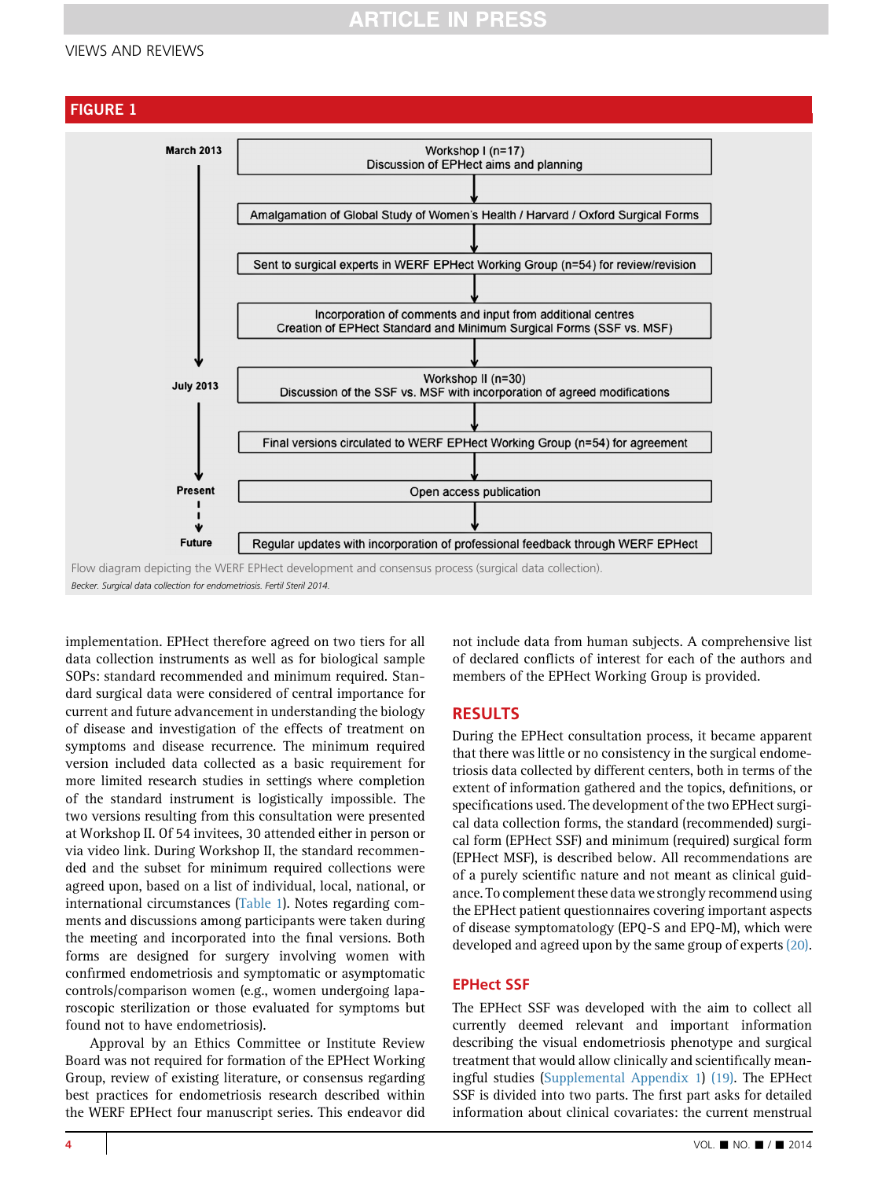## FIGURE 1

March 2013

Workshop I (n=17)
Discussion of EPHect aims and planning

Amalgamation of Global Study of Women's Health / Harvard / Oxford Surgical Forms

Sent to surgical experts in WERF EPHect Working Group (n=54) for review/revision

Incorporation of comments and input from additional centres
Creation of EPHect Standard and Minimum Surgical Forms (SSF vs. MSF)

July 2013

Workshop II (n=30)
Discussion of the SSF vs. MSF with incorporation of agreed modifications

Final versions circulated to WERF EPHect Working Group (n=54) for agreement

Present

Open access publication

Future

Regular updates with incorporation of professional feedback through WERF EPHect

Flow diagram depicting the WERF EPHect development and consensus process (surgical data collection).

*Becker. Surgical data collection for endometriosis. Fertil Steril 2014.*

implementation. EPHect therefore agreed on two tiers for all data collection instruments as well as for biological sample SOPs: standard recommended and minimum required. Standard surgical data were considered of central importance for current and future advancement in understanding the biology of disease and investigation of the effects of treatment on symptoms and disease recurrence. The minimum required version included data collected as a basic requirement for more limited research studies in settings where completion of the standard instrument is logistically impossible. The two versions resulting from this consultation were presented at Workshop II. Of 54 invitees, 30 attended either in person or via video link. During Workshop II, the standard recommended and the subset for minimum required collections were agreed upon, based on a list of individual, local, national, or international circumstances (Table 1). Notes regarding comments and discussions among participants were taken during the meeting and incorporated into the final versions. Both forms are designed for surgery involving women with confirmed endometriosis and symptomatic or asymptomatic controls/comparison women (e.g., women undergoing laparoscopic sterilization or those evaluated for symptoms but found not to have endometriosis).

Approval by an Ethics Committee or Institute Review Board was not required for formation of the EPHect Working Group, review of existing literature, or consensus regarding best practices for endometriosis research described within the WERF EPHect four manuscript series. This endeavor did not include data from human subjects. A comprehensive list of declared conflicts of interest for each of the authors and members of the EPHect Working Group is provided.

## RESULTS

During the EPHect consultation process, it became apparent that there was little or no consistency in the surgical endometriosis data collected by different centers, both in terms of the extent of information gathered and the topics, definitions, or specifications used. The development of the two EPHect surgical data collection forms, the standard (recommended) surgical form (EPHect SSF) and minimum (required) surgical form (EPHect MSF), is described below. All recommendations are of a purely scientific nature and not meant as clinical guidance. To complement these data we strongly recommend using the EPHect patient questionnaires covering important aspects of disease symptomatology (EPQ-S and EPQ-M), which were developed and agreed upon by the same group of experts (20).

### EPHect SSF

The EPHect SSF was developed with the aim to collect all currently deemed relevant and important information describing the visual endometriosis phenotype and surgical treatment that would allow clinically and scientifically meaningful studies (Supplemental Appendix 1) (19). The EPHect SSF is divided into two parts. The first part asks for detailed information about clinical covariates: the current menstrual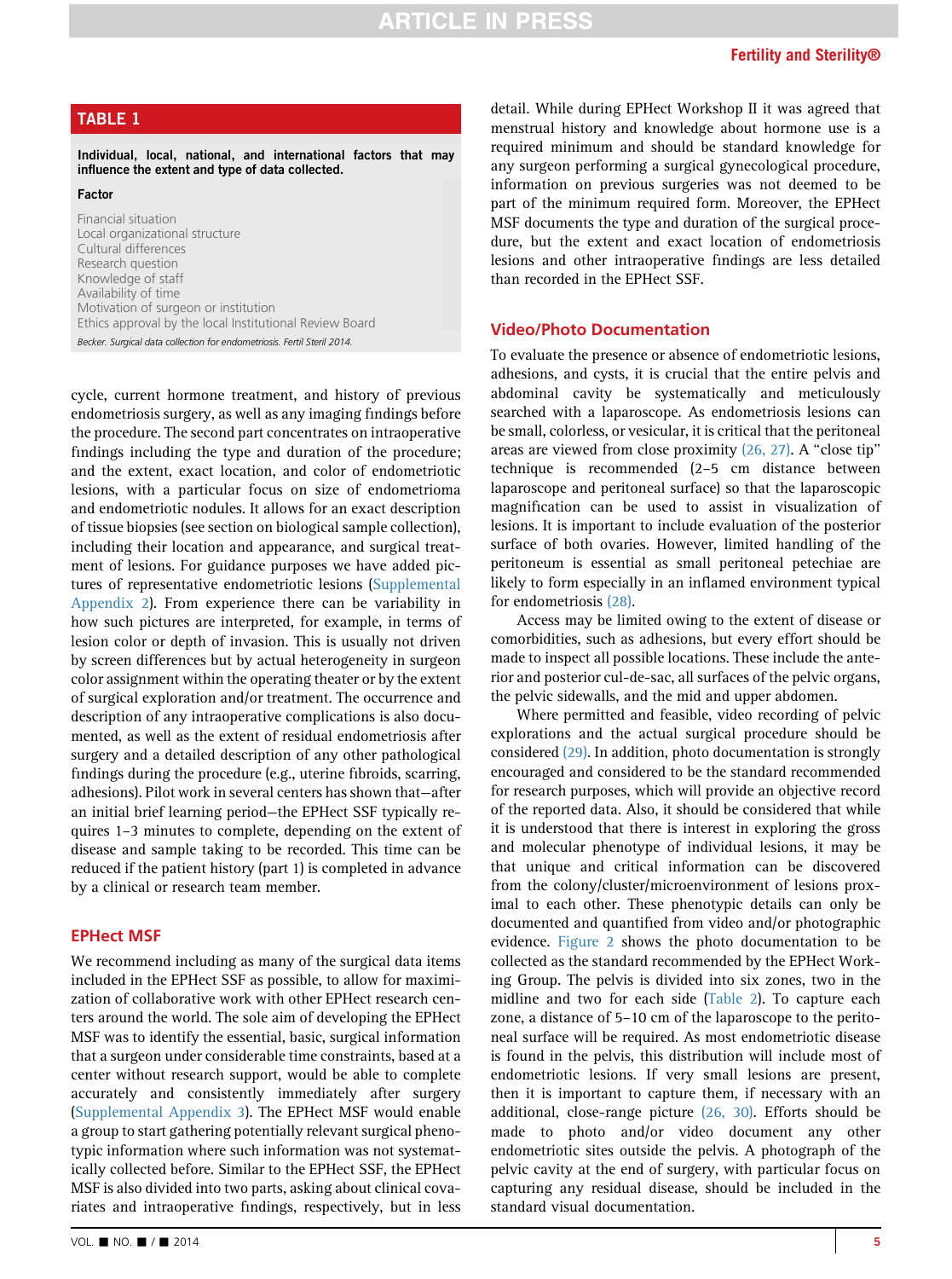**TABLE 1**

**Individual, local, national, and international factors that may influence the extent and type of data collected.**

| Factor |
| --- |
| Financial situation |
| Local organizational structure |
| Cultural differences |
| Research question |
| Knowledge of staff |
| Availability of time |
| Motivation of surgeon or institution |
| Ethics approval by the local Institutional Review Board |

*Becker. Surgical data collection for endometriosis. Fertil Steril 2014.*

cycle, current hormone treatment, and history of previous endometriosis surgery, as well as any imaging findings before the procedure. The second part concentrates on intraoperative findings including the type and duration of the procedure; and the extent, exact location, and color of endometriotic lesions, with a particular focus on size of endometrioma and endometriotic nodules. It allows for an exact description of tissue biopsies (see section on biological sample collection), including their location and appearance, and surgical treatment of lesions. For guidance purposes we have added pictures of representative endometriotic lesions (Supplemental Appendix 2). From experience there can be variability in how such pictures are interpreted, for example, in terms of lesion color or depth of invasion. This is usually not driven by screen differences but by actual heterogeneity in surgeon color assignment within the operating theater or by the extent of surgical exploration and/or treatment. The occurrence and description of any intraoperative complications is also documented, as well as the extent of residual endometriosis after surgery and a detailed description of any other pathological findings during the procedure (e.g., uterine fibroids, scarring, adhesions). Pilot work in several centers has shown that—after an initial brief learning period—the EPHect SSF typically requires 1–3 minutes to complete, depending on the extent of disease and sample taking to be recorded. This time can be reduced if the patient history (part 1) is completed in advance by a clinical or research team member.

## EPHect MSF

We recommend including as many of the surgical data items included in the EPHect SSF as possible, to allow for maximization of collaborative work with other EPHect research centers around the world. The sole aim of developing the EPHect MSF was to identify the essential, basic, surgical information that a surgeon under considerable time constraints, based at a center without research support, would be able to complete accurately and consistently immediately after surgery (Supplemental Appendix 3). The EPHect MSF would enable a group to start gathering potentially relevant surgical phenotypic information where such information was not systematically collected before. Similar to the EPHect SSF, the EPHect MSF is also divided into two parts, asking about clinical covariates and intraoperative findings, respectively, but in less detail. While during EPHect Workshop II it was agreed that menstrual history and knowledge about hormone use is a required minimum and should be standard knowledge for any surgeon performing a surgical gynecological procedure, information on previous surgeries was not deemed to be part of the minimum required form. Moreover, the EPHect MSF documents the type and duration of the surgical procedure, but the extent and exact location of endometriosis lesions and other intraoperative findings are less detailed than recorded in the EPHect SSF.

## Video/Photo Documentation

To evaluate the presence or absence of endometriotic lesions, adhesions, and cysts, it is crucial that the entire pelvis and abdominal cavity be systematically and meticulously searched with a laparoscope. As endometriosis lesions can be small, colorless, or vesicular, it is critical that the peritoneal areas are viewed from close proximity (26, 27). A "close tip" technique is recommended (2–5 cm distance between laparoscope and peritoneal surface) so that the laparoscopic magnification can be used to assist in visualization of lesions. It is important to include evaluation of the posterior surface of both ovaries. However, limited handling of the peritoneum is essential as small peritoneal petechiae are likely to form especially in an inflamed environment typical for endometriosis (28).

Access may be limited owing to the extent of disease or comorbidities, such as adhesions, but every effort should be made to inspect all possible locations. These include the anterior and posterior cul-de-sac, all surfaces of the pelvic organs, the pelvic sidewalls, and the mid and upper abdomen.

Where permitted and feasible, video recording of pelvic explorations and the actual surgical procedure should be considered (29). In addition, photo documentation is strongly encouraged and considered to be the standard recommended for research purposes, which will provide an objective record of the reported data. Also, it should be considered that while it is understood that there is interest in exploring the gross and molecular phenotype of individual lesions, it may be that unique and critical information can be discovered from the colony/cluster/microenvironment of lesions proximal to each other. These phenotypic details can only be documented and quantified from video and/or photographic evidence. Figure 2 shows the photo documentation to be collected as the standard recommended by the EPHect Working Group. The pelvis is divided into six zones, two in the midline and two for each side (Table 2). To capture each zone, a distance of 5–10 cm of the laparoscope to the peritoneal surface will be required. As most endometriotic disease is found in the pelvis, this distribution will include most of endometriotic lesions. If very small lesions are present, then it is important to capture them, if necessary with an additional, close-range picture (26, 30). Efforts should be made to photo and/or video document any other endometriotic sites outside the pelvis. A photograph of the pelvic cavity at the end of surgery, with particular focus on capturing any residual disease, should be included in the standard visual documentation.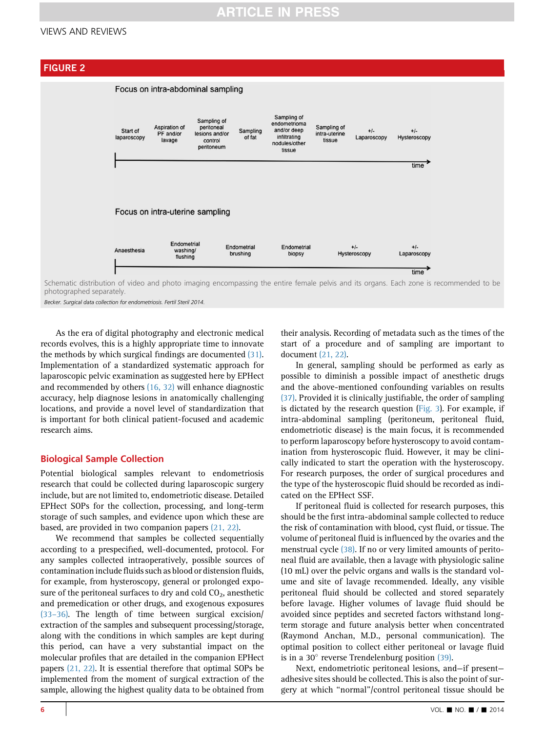## FIGURE 2

Focus on intra-abdominal sampling

Start of laparoscopy → Aspiration of PF and/or lavage → Sampling of peritoneal lesions and/or control peritoneum → Sampling of fat → Sampling of endometrioma and/or deep infiltrating nodules/other tissue → Sampling of intra-uterine tissue → +/- Laparoscopy → +/- Hysteroscopy (time)

Focus on intra-uterine sampling

Anaesthesia → Endometrial washing/flushing → Endometrial brushing → Endometrial biopsy → +/- Hysteroscopy → +/- Laparoscopy (time)

Schematic distribution of video and photo imaging encompassing the entire female pelvis and its organs. Each zone is recommended to be photographed separately.

*Becker. Surgical data collection for endometriosis. Fertil Steril 2014.*

As the era of digital photography and electronic medical records evolves, this is a highly appropriate time to innovate the methods by which surgical findings are documented (31). Implementation of a standardized systematic approach for laparoscopic pelvic examination as suggested here by EPHect and recommended by others (16, 32) will enhance diagnostic accuracy, help diagnose lesions in anatomically challenging locations, and provide a novel level of standardization that is important for both clinical patient-focused and academic research aims.

## Biological Sample Collection

Potential biological samples relevant to endometriosis research that could be collected during laparoscopic surgery include, but are not limited to, endometriotic disease. Detailed EPHect SOPs for the collection, processing, and long-term storage of such samples, and evidence upon which these are based, are provided in two companion papers (21, 22).

We recommend that samples be collected sequentially according to a prespecified, well-documented, protocol. For any samples collected intraoperatively, possible sources of contamination include fluids such as blood or distension fluids, for example, from hysteroscopy, general or prolonged exposure of the peritoneal surfaces to dry and cold $CO_2$, anesthetic and premedication or other drugs, and exogenous exposures (33–36). The length of time between surgical excision/extraction of the samples and subsequent processing/storage, along with the conditions in which samples are kept during this period, can have a very substantial impact on the molecular profiles that are detailed in the companion EPHect papers (21, 22). It is essential therefore that optimal SOPs be implemented from the moment of surgical extraction of the sample, allowing the highest quality data to be obtained from their analysis. Recording of metadata such as the times of the start of a procedure and of sampling are important to document (21, 22).

In general, sampling should be performed as early as possible to diminish a possible impact of anesthetic drugs and the above-mentioned confounding variables on results (37). Provided it is clinically justifiable, the order of sampling is dictated by the research question (Fig. 3). For example, if intra-abdominal sampling (peritoneum, peritoneal fluid, endometriotic disease) is the main focus, it is recommended to perform laparoscopy before hysteroscopy to avoid contamination from hysteroscopic fluid. However, it may be clinically indicated to start the operation with the hysteroscopy. For research purposes, the order of surgical procedures and the type of the hysteroscopic fluid should be recorded as indicated on the EPHect SSF.

If peritoneal fluid is collected for research purposes, this should be the first intra-abdominal sample collected to reduce the risk of contamination with blood, cyst fluid, or tissue. The volume of peritoneal fluid is influenced by the ovaries and the menstrual cycle (38). If no or very limited amounts of peritoneal fluid are available, then a lavage with physiologic saline (10 mL) over the pelvic organs and walls is the standard volume and site of lavage recommended. Ideally, any visible peritoneal fluid should be collected and stored separately before lavage. Higher volumes of lavage fluid should be avoided since peptides and secreted factors withstand long-term storage and future analysis better when concentrated (Raymond Anchan, M.D., personal communication). The optimal position to collect either peritoneal or lavage fluid is in a 30° reverse Trendelenburg position (39).

Next, endometriotic peritoneal lesions, and—if present—adhesive sites should be collected. This is also the point of surgery at which "normal"/control peritoneal tissue should be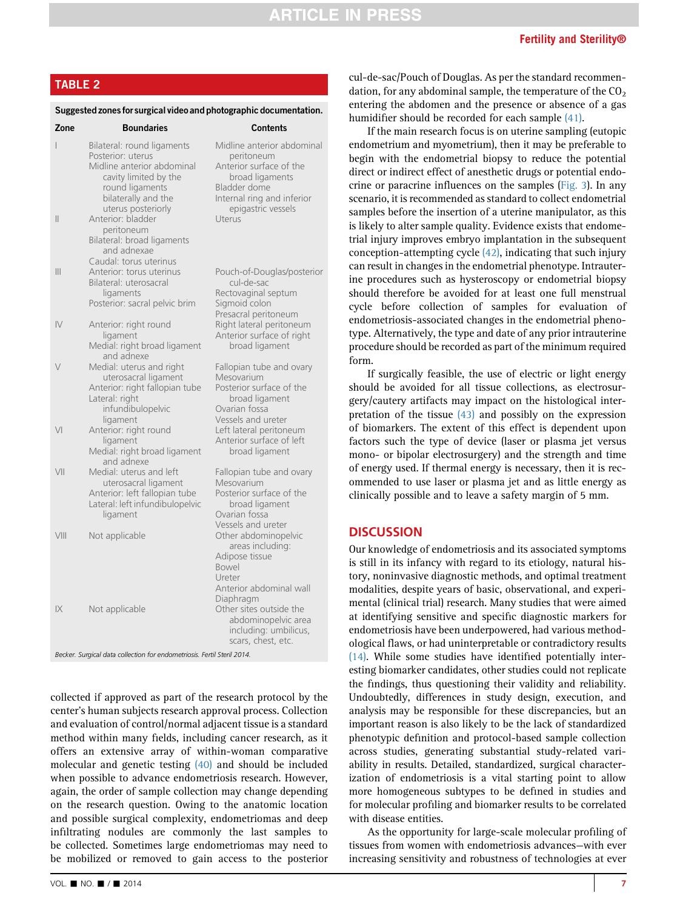**TABLE 2**

Suggested zones for surgical video and photographic documentation.

| Zone | Boundaries | Contents |
| --- | --- | --- |
| I | Bilateral: round ligaments<br>Posterior: uterus<br>Midline anterior abdominal cavity limited by the round ligaments bilaterally and the uterus posteriorly | Midline anterior abdominal peritoneum<br>Anterior surface of the broad ligaments<br>Bladder dome<br>Internal ring and inferior epigastric vessels |
| II | Anterior: bladder peritoneum<br>Bilateral: broad ligaments and adnexae<br>Caudal: torus uterinus | Uterus |
| III | Anterior: torus uterinus<br>Bilateral: uterosacral ligaments<br>Posterior: sacral pelvic brim | Pouch-of-Douglas/posterior cul-de-sac<br>Rectovaginal septum<br>Sigmoid colon<br>Presacral peritoneum |
| IV | Anterior: right round ligament<br>Medial: right broad ligament and adnexe | Right lateral peritoneum<br>Anterior surface of right broad ligament |
| V | Medial: uterus and right uterosacral ligament<br>Anterior: right fallopian tube<br>Lateral: right infundibulopelvic ligament | Fallopian tube and ovary<br>Mesovarium<br>Posterior surface of the broad ligament<br>Ovarian fossa<br>Vessels and ureter |
| VI | Anterior: right round ligament<br>Medial: right broad ligament and adnexe | Left lateral peritoneum<br>Anterior surface of left broad ligament |
| VII | Medial: uterus and left uterosacral ligament<br>Anterior: left fallopian tube<br>Lateral: left infundibulopelvic ligament | Fallopian tube and ovary<br>Mesovarium<br>Posterior surface of the broad ligament<br>Ovarian fossa<br>Vessels and ureter |
| VIII | Not applicable | Other abdominopelvic areas including:<br>Adipose tissue<br>Bowel<br>Ureter<br>Anterior abdominal wall<br>Diaphragm |
| IX | Not applicable | Other sites outside the abdominopelvic area including: umbilicus, scars, chest, etc. |

*Becker. Surgical data collection for endometriosis. Fertil Steril 2014.*

collected if approved as part of the research protocol by the center's human subjects research approval process. Collection and evaluation of control/normal adjacent tissue is a standard method within many fields, including cancer research, as it offers an extensive array of within-woman comparative molecular and genetic testing (40) and should be included when possible to advance endometriosis research. However, again, the order of sample collection may change depending on the research question. Owing to the anatomic location and possible surgical complexity, endometriomas and deep infiltrating nodules are commonly the last samples to be collected. Sometimes large endometriomas may need to be mobilized or removed to gain access to the posterior cul-de-sac/Pouch of Douglas. As per the standard recommendation, for any abdominal sample, the temperature of the $CO_2$ entering the abdomen and the presence or absence of a gas humidifier should be recorded for each sample (41).

If the main research focus is on uterine sampling (eutopic endometrium and myometrium), then it may be preferable to begin with the endometrial biopsy to reduce the potential direct or indirect effect of anesthetic drugs or potential endocrine or paracrine influences on the samples (Fig. 3). In any scenario, it is recommended as standard to collect endometrial samples before the insertion of a uterine manipulator, as this is likely to alter sample quality. Evidence exists that endometrial injury improves embryo implantation in the subsequent conception-attempting cycle (42), indicating that such injury can result in changes in the endometrial phenotype. Intrauterine procedures such as hysteroscopy or endometrial biopsy should therefore be avoided for at least one full menstrual cycle before collection of samples for evaluation of endometriosis-associated changes in the endometrial phenotype. Alternatively, the type and date of any prior intrauterine procedure should be recorded as part of the minimum required form.

If surgically feasible, the use of electric or light energy should be avoided for all tissue collections, as electrosurgery/cautery artifacts may impact on the histological interpretation of the tissue (43) and possibly on the expression of biomarkers. The extent of this effect is dependent upon factors such the type of device (laser or plasma jet versus mono- or bipolar electrosurgery) and the strength and time of energy used. If thermal energy is necessary, then it is recommended to use laser or plasma jet and as little energy as clinically possible and to leave a safety margin of 5 mm.

## DISCUSSION

Our knowledge of endometriosis and its associated symptoms is still in its infancy with regard to its etiology, natural history, noninvasive diagnostic methods, and optimal treatment modalities, despite years of basic, observational, and experimental (clinical trial) research. Many studies that were aimed at identifying sensitive and specific diagnostic markers for endometriosis have been underpowered, had various methodological flaws, or had uninterpretable or contradictory results (14). While some studies have identified potentially interesting biomarker candidates, other studies could not replicate the findings, thus questioning their validity and reliability. Undoubtedly, differences in study design, execution, and analysis may be responsible for these discrepancies, but an important reason is also likely to be the lack of standardized phenotypic definition and protocol-based sample collection across studies, generating substantial study-related variability in results. Detailed, standardized, surgical characterization of endometriosis is a vital starting point to allow more homogeneous subtypes to be defined in studies and for molecular profiling and biomarker results to be correlated with disease entities.

As the opportunity for large-scale molecular profiling of tissues from women with endometriosis advances—with ever increasing sensitivity and robustness of technologies at ever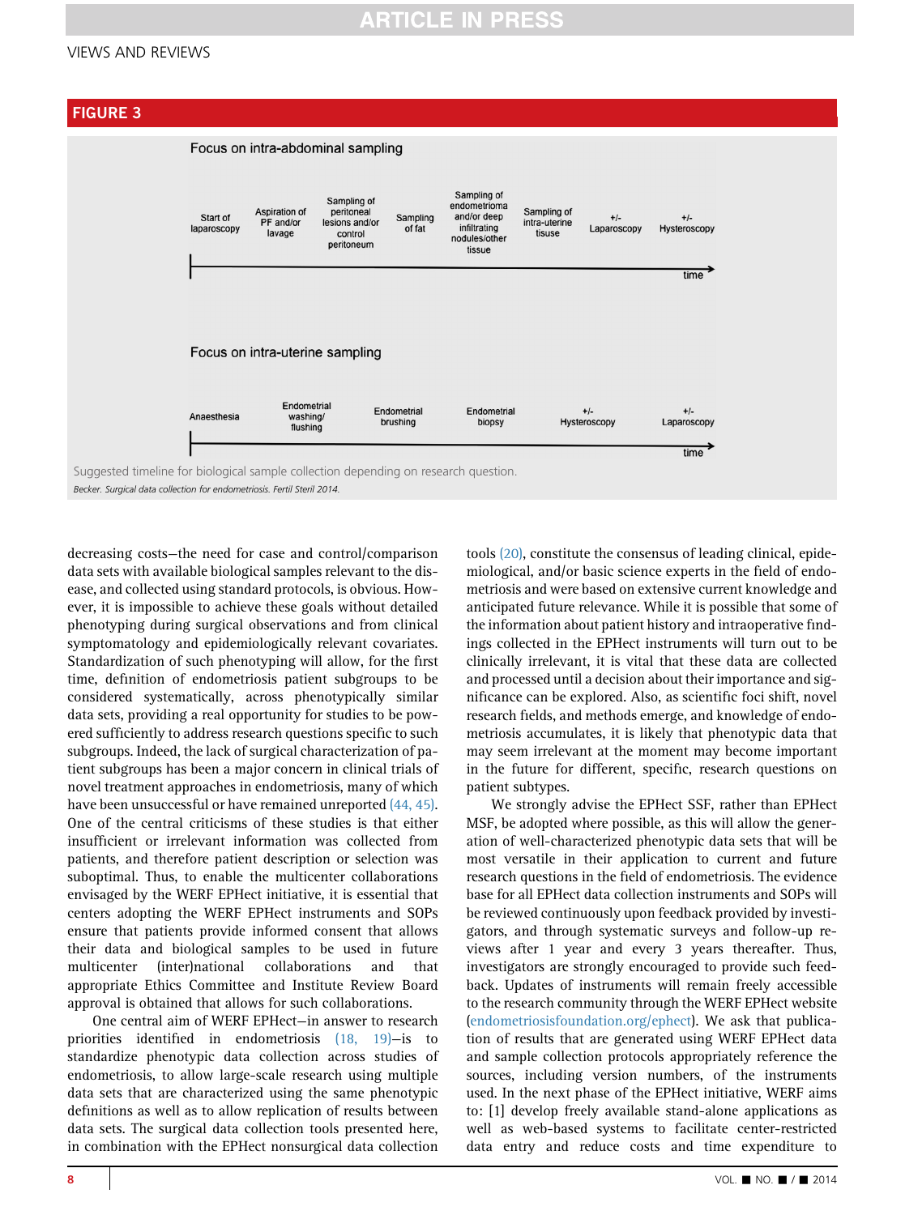## FIGURE 3

**Focus on intra-abdominal sampling**

Start of laparoscopy → Aspiration of PF and/or lavage → Sampling of peritoneal lesions and/or control peritoneum → Sampling of fat → Sampling of endometrioma and/or deep infiltrating nodules/other tissue → Sampling of intra-uterine tisuse → +/- Laparoscopy → +/- Hysteroscopy → time

**Focus on intra-uterine sampling**

Anaesthesia → Endometrial washing/ flushing → Endometrial brushing → Endometrial biopsy → +/- Hysteroscopy → +/- Laparoscopy → time

Suggested timeline for biological sample collection depending on research question.

*Becker. Surgical data collection for endometriosis. Fertil Steril 2014.*

decreasing costs—the need for case and control/comparison data sets with available biological samples relevant to the disease, and collected using standard protocols, is obvious. However, it is impossible to achieve these goals without detailed phenotyping during surgical observations and from clinical symptomatology and epidemiologically relevant covariates. Standardization of such phenotyping will allow, for the first time, definition of endometriosis patient subgroups to be considered systematically, across phenotypically similar data sets, providing a real opportunity for studies to be powered sufficiently to address research questions specific to such subgroups. Indeed, the lack of surgical characterization of patient subgroups has been a major concern in clinical trials of novel treatment approaches in endometriosis, many of which have been unsuccessful or have remained unreported (44, 45). One of the central criticisms of these studies is that either insufficient or irrelevant information was collected from patients, and therefore patient description or selection was suboptimal. Thus, to enable the multicenter collaborations envisaged by the WERF EPHect initiative, it is essential that centers adopting the WERF EPHect instruments and SOPs ensure that patients provide informed consent that allows their data and biological samples to be used in future multicenter (inter)national collaborations and that appropriate Ethics Committee and Institute Review Board approval is obtained that allows for such collaborations.

One central aim of WERF EPHect—in answer to research priorities identified in endometriosis (18, 19)—is to standardize phenotypic data collection across studies of endometriosis, to allow large-scale research using multiple data sets that are characterized using the same phenotypic definitions as well as to allow replication of results between data sets. The surgical data collection tools presented here, in combination with the EPHect nonsurgical data collection tools (20), constitute the consensus of leading clinical, epidemiological, and/or basic science experts in the field of endometriosis and were based on extensive current knowledge and anticipated future relevance. While it is possible that some of the information about patient history and intraoperative findings collected in the EPHect instruments will turn out to be clinically irrelevant, it is vital that these data are collected and processed until a decision about their importance and significance can be explored. Also, as scientific foci shift, novel research fields, and methods emerge, and knowledge of endometriosis accumulates, it is likely that phenotypic data that may seem irrelevant at the moment may become important in the future for different, specific, research questions on patient subtypes.

We strongly advise the EPHect SSF, rather than EPHect MSF, be adopted where possible, as this will allow the generation of well-characterized phenotypic data sets that will be most versatile in their application to current and future research questions in the field of endometriosis. The evidence base for all EPHect data collection instruments and SOPs will be reviewed continuously upon feedback provided by investigators, and through systematic surveys and follow-up reviews after 1 year and every 3 years thereafter. Thus, investigators are strongly encouraged to provide such feedback. Updates of instruments will remain freely accessible to the research community through the WERF EPHect website (endometriosisfoundation.org/ephect). We ask that publication of results that are generated using WERF EPHect data and sample collection protocols appropriately reference the sources, including version numbers, of the instruments used. In the next phase of the EPHect initiative, WERF aims to: [1] develop freely available stand-alone applications as well as web-based systems to facilitate center-restricted data entry and reduce costs and time expenditure to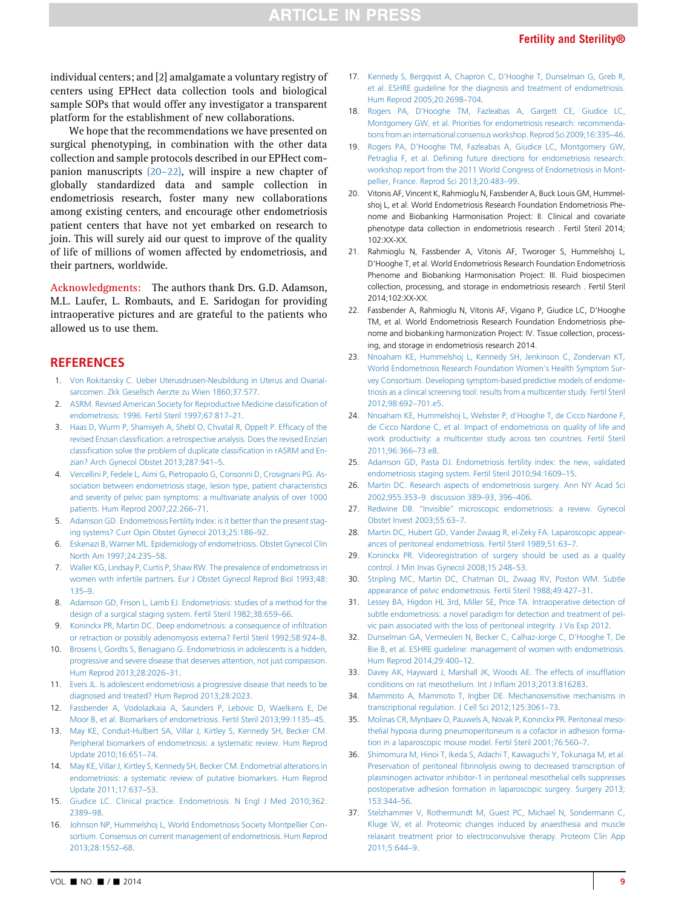individual centers; and [2] amalgamate a voluntary registry of centers using EPHect data collection tools and biological sample SOPs that would offer any investigator a transparent platform for the establishment of new collaborations.

We hope that the recommendations we have presented on surgical phenotyping, in combination with the other data collection and sample protocols described in our EPHect companion manuscripts (20–22), will inspire a new chapter of globally standardized data and sample collection in endometriosis research, foster many new collaborations among existing centers, and encourage other endometriosis patient centers that have not yet embarked on research to join. This will surely aid our quest to improve of the quality of life of millions of women affected by endometriosis, and their partners, worldwide.

**Acknowledgments:** The authors thank Drs. G.D. Adamson, M.L. Laufer, L. Rombauts, and E. Saridogan for providing intraoperative pictures and are grateful to the patients who allowed us to use them.

## REFERENCES

1. Von Rokitansky C. Ueber Uterusdrusen-Neubildung in Uterus and Ovarial-sarcomen. Zkk Gesellsch Aerzte zu Wien 1860;37:577.
2. ASRM. Revised American Society for Reproductive Medicine classification of endometriosis: 1996. Fertil Steril 1997;67:817–21.
3. Haas D, Wurm P, Shamiyeh A, Shebl O, Chvatal R, Oppelt P. Efficacy of the revised Enzian classification: a retrospective analysis. Does the revised Enzian classification solve the problem of duplicate classification in rASRM and Enzian? Arch Gynecol Obstet 2013;287:941–5.
4. Vercellini P, Fedele L, Aimi G, Pietropaolo G, Consonni D, Crosignani PG. Association between endometriosis stage, lesion type, patient characteristics and severity of pelvic pain symptoms: a multivariate analysis of over 1000 patients. Hum Reprod 2007;22:266–71.
5. Adamson GD. Endometriosis Fertility Index: is it better than the present staging systems? Curr Opin Obstet Gynecol 2013;25:186–92.
6. Eskenazi B, Warner ML. Epidemiology of endometriosis. Obstet Gynecol Clin North Am 1997;24:235–58.
7. Waller KG, Lindsay P, Curtis P, Shaw RW. The prevalence of endometriosis in women with infertile partners. Eur J Obstet Gynecol Reprod Biol 1993;48:135–9.
8. Adamson GD, Frison L, Lamb EJ. Endometriosis: studies of a method for the design of a surgical staging system. Fertil Steril 1982;38:659–66.
9. Koninckx PR, Martin DC. Deep endometriosis: a consequence of infiltration or retraction or possibly adenomyosis externa? Fertil Steril 1992;58:924–8.
10. Brosens I, Gordts S, Benagiano G. Endometriosis in adolescents is a hidden, progressive and severe disease that deserves attention, not just compassion. Hum Reprod 2013;28:2026–31.
11. Evers JL. Is adolescent endometriosis a progressive disease that needs to be diagnosed and treated? Hum Reprod 2013;28:2023.
12. Fassbender A, Vodolazkaia A, Saunders P, Lebovic D, Waelkens E, De Moor B, et al. Biomarkers of endometriosis. Fertil Steril 2013;99:1135–45.
13. May KE, Conduit-Hulbert SA, Villar J, Kirtley S, Kennedy SH, Becker CM. Peripheral biomarkers of endometriosis: a systematic review. Hum Reprod Update 2010;16:651–74.
14. May KE, Villar J, Kirtley S, Kennedy SH, Becker CM. Endometrial alterations in endometriosis: a systematic review of putative biomarkers. Hum Reprod Update 2011;17:637–53.
15. Giudice LC. Clinical practice. Endometriosis. N Engl J Med 2010;362:2389–98.
16. Johnson NP, Hummelshoj L, World Endometriosis Society Montpellier Consortium. Consensus on current management of endometriosis. Hum Reprod 2013;28:1552–68.
17. Kennedy S, Bergqvist A, Chapron C, D'Hooghe T, Dunselman G, Greb R, et al. ESHRE guideline for the diagnosis and treatment of endometriosis. Hum Reprod 2005;20:2698–704.
18. Rogers PA, D'Hooghe TM, Fazleabas A, Gargett CE, Giudice LC, Montgomery GW, et al. Priorities for endometriosis research: recommendations from an international consensus workshop. Reprod Sci 2009;16:335–46.
19. Rogers PA, D'Hooghe TM, Fazleabas A, Giudice LC, Montgomery GW, Petraglia F, et al. Defining future directions for endometriosis research: workshop report from the 2011 World Congress of Endometriosis in Montpellier, France. Reprod Sci 2013;20:483–99.
20. Vitonis AF, Vincent K, Rahmioglu N, Fassbender A, Buck Louis GM, Hummelshoj L, et al. World Endometriosis Research Foundation Endometriosis Phenome and Biobanking Harmonisation Project: II. Clinical and covariate phenotype data collection in endometriosis research . Fertil Steril 2014;102:XX-XX.
21. Rahmioglu N, Fassbender A, Vitonis AF, Tworoger S, Hummelshoj L, D'Hooghe T, et al. World Endometriosis Research Foundation Endometriosis Phenome and Biobanking Harmonisation Project: III. Fluid biospecimen collection, processing, and storage in endometriosis research . Fertil Steril 2014;102:XX-XX.
22. Fassbender A, Rahmioglu N, Vitonis AF, Vigano P, Giudice LC, D'Hooghe TM, et al. World Endometriosis Research Foundation Endometriosis phenome and biobanking harmonization Project: IV. Tissue collection, processing, and storage in endometriosis research 2014.
23. Nnoaham KE, Hummelshoj L, Kennedy SH, Jenkinson C, Zondervan KT, World Endometriosis Research Foundation Women's Health Symptom Survey Consortium. Developing symptom-based predictive models of endometriosis as a clinical screening tool: results from a multicenter study. Fertil Steril 2012;98:692–701.e5.
24. Nnoaham KE, Hummelshoj L, Webster P, d'Hooghe T, de Cicco Nardone F, de Cicco Nardone C, et al. Impact of endometriosis on quality of life and work productivity: a multicenter study across ten countries. Fertil Steril 2011;96:366–73.e8.
25. Adamson GD, Pasta DJ. Endometriosis fertility index: the new, validated endometriosis staging system. Fertil Steril 2010;94:1609–15.
26. Martin DC. Research aspects of endometriosis surgery. Ann NY Acad Sci 2002;955:353–9. discussion 389–93, 396–406.
27. Redwine DB. "Invisible" microscopic endometriosis: a review. Gynecol Obstet Invest 2003;55:63–7.
28. Martin DC, Hubert GD, Vander Zwaag R, el-Zeky FA. Laparoscopic appearances of peritoneal endometriosis. Fertil Steril 1989;51:63–7.
29. Koninckx PR. Videoregistration of surgery should be used as a quality control. J Min Invas Gynecol 2008;15:248–53.
30. Stripling MC, Martin DC, Chatman DL, Zwaag RV, Poston WM. Subtle appearance of pelvic endometriosis. Fertil Steril 1988;49:427–31.
31. Lessey BA, Higdon HL 3rd, Miller SE, Price TA. Intraoperative detection of subtle endometriosis: a novel paradigm for detection and treatment of pelvic pain associated with the loss of peritoneal integrity. J Vis Exp 2012.
32. Dunselman GA, Vermeulen N, Becker C, Calhaz-Jorge C, D'Hooghe T, De Bie B, et al. ESHRE guideline: management of women with endometriosis. Hum Reprod 2014;29:400–12.
33. Davey AK, Hayward J, Marshall JK, Woods AE. The effects of insufflation conditions on rat mesothelium. Int J Inflam 2013;2013:816283.
34. Mammoto A, Mammoto T, Ingber DE. Mechanosensitive mechanisms in transcriptional regulation. J Cell Sci 2012;125:3061–73.
35. Molinas CR, Mynbaev O, Pauwels A, Novak P, Koninckx PR. Peritoneal mesothelial hypoxia during pneumoperitoneum is a cofactor in adhesion formation in a laparoscopic mouse model. Fertil Steril 2001;76:560–7.
36. Shimomura M, Hinoi T, Ikeda S, Adachi T, Kawaguchi Y, Tokunaga M, et al. Preservation of peritoneal fibrinolysis owing to decreased transcription of plasminogen activator inhibitor-1 in peritoneal mesothelial cells suppresses postoperative adhesion formation in laparoscopic surgery. Surgery 2013;153:344–56.
37. Stelzhammer V, Rothermundt M, Guest PC, Michael N, Sondermann C, Kluge W, et al. Proteomic changes induced by anaesthesia and muscle relaxant treatment prior to electroconvulsive therapy. Proteom Clin App 2011;5:644–9.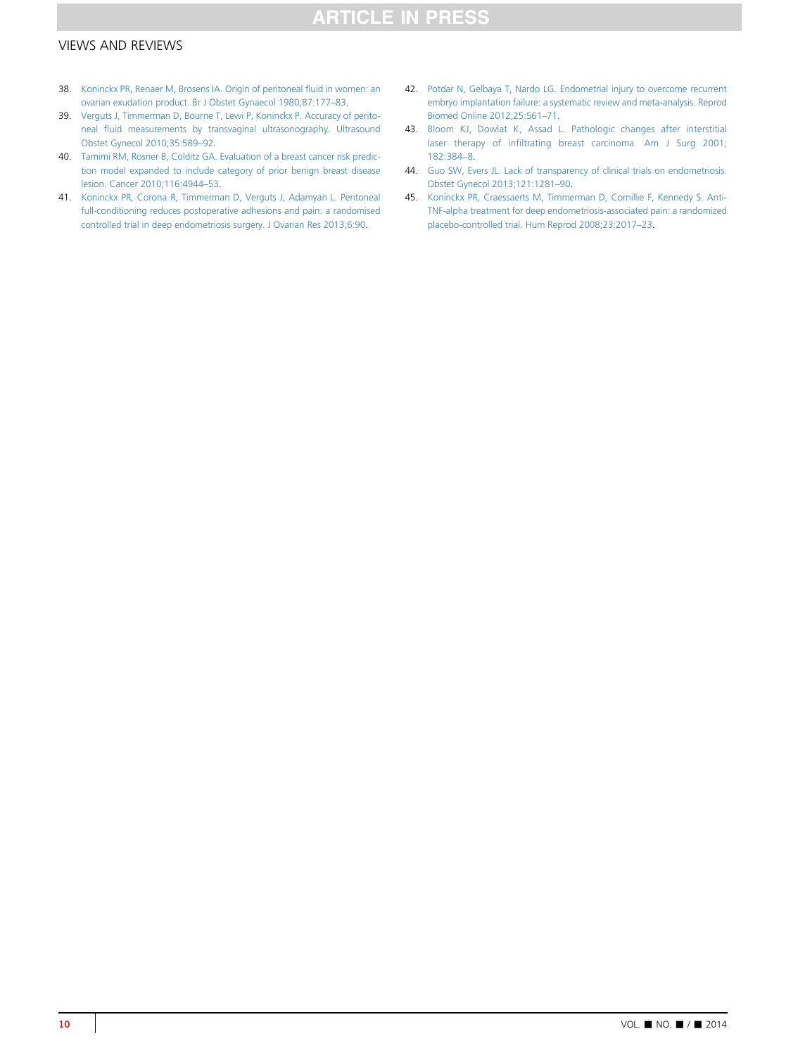38. Koninckx PR, Renaer M, Brosens IA. Origin of peritoneal fluid in women: an ovarian exudation product. Br J Obstet Gynaecol 1980;87:177–83.
39. Verguts J, Timmerman D, Bourne T, Lewi P, Koninckx P. Accuracy of peritoneal fluid measurements by transvaginal ultrasonography. Ultrasound Obstet Gynecol 2010;35:589–92.
40. Tamimi RM, Rosner B, Colditz GA. Evaluation of a breast cancer risk prediction model expanded to include category of prior benign breast disease lesion. Cancer 2010;116:4944–53.
41. Koninckx PR, Corona R, Timmerman D, Verguts J, Adamyan L. Peritoneal full-conditioning reduces postoperative adhesions and pain: a randomised controlled trial in deep endometriosis surgery. J Ovarian Res 2013;6:90.
42. Potdar N, Gelbaya T, Nardo LG. Endometrial injury to overcome recurrent embryo implantation failure: a systematic review and meta-analysis. Reprod Biomed Online 2012;25:561–71.
43. Bloom KJ, Dowlat K, Assad L. Pathologic changes after interstitial laser therapy of infiltrating breast carcinoma. Am J Surg 2001; 182:384–8.
44. Guo SW, Evers JL. Lack of transparency of clinical trials on endometriosis. Obstet Gynecol 2013;121:1281–90.
45. Koninckx PR, Craessaerts M, Timmerman D, Cornillie F, Kennedy S. Anti-TNF-alpha treatment for deep endometriosis-associated pain: a randomized placebo-controlled trial. Hum Reprod 2008;23:2017–23.